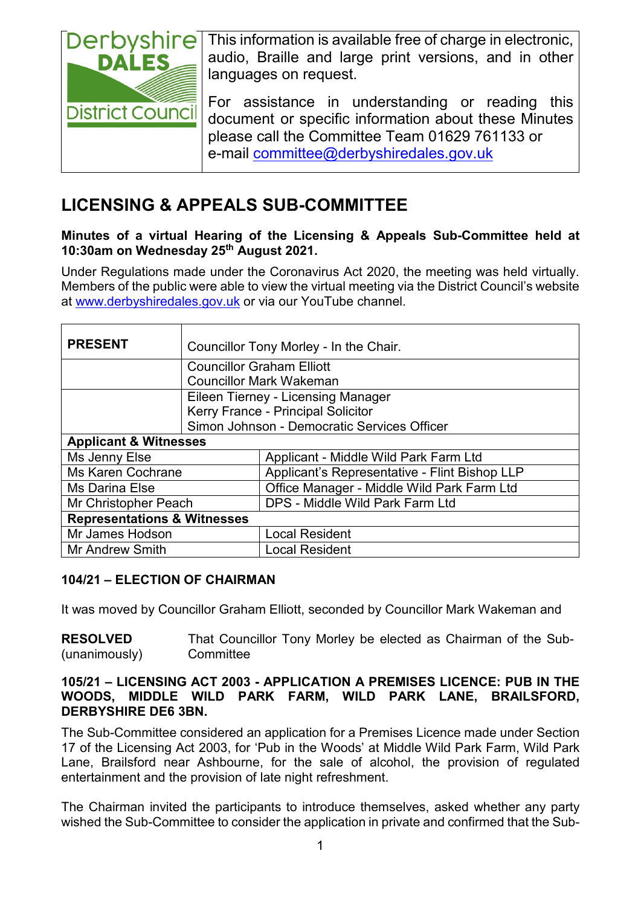Derbyshire DALES District Council

This information is available free of charge in electronic, audio, Braille and large print versions, and in other languages on request.

For assistance in understanding or reading this document or specific information about these Minutes please call the Committee Team 01629 761133 or e-mail committee@derbyshiredales.gov.uk

# LICENSING & APPEALS SUB-COMMITTEE

**Minutes of a virtual Hearing of the Licensing & Appeals Sub-Committee held at 10:30am on Wednesday 25th August 2021.**

Under Regulations made under the Coronavirus Act 2020, the meeting was held virtually. Members of the public were able to view the virtual meeting via the District Council's website at www.derbyshiredales.gov.uk or via our YouTube channel.

| **PRESENT** | Councillor Tony Morley - In the Chair. |
|---|---|
| | Councillor Graham Elliott<br>Councillor Mark Wakeman |
| | Eileen Tierney - Licensing Manager<br>Kerry France - Principal Solicitor<br>Simon Johnson - Democratic Services Officer |
| **Applicant & Witnesses** | |
| Ms Jenny Else | Applicant - Middle Wild Park Farm Ltd |
| Ms Karen Cochrane | Applicant's Representative - Flint Bishop LLP |
| Ms Darina Else | Office Manager - Middle Wild Park Farm Ltd |
| Mr Christopher Peach | DPS - Middle Wild Park Farm Ltd |
| **Representations & Witnesses** | |
| Mr James Hodson | Local Resident |
| Mr Andrew Smith | Local Resident |

### 104/21 – ELECTION OF CHAIRMAN

It was moved by Councillor Graham Elliott, seconded by Councillor Mark Wakeman and

**RESOLVED** (unanimously) That Councillor Tony Morley be elected as Chairman of the Sub-Committee

### 105/21 – LICENSING ACT 2003 - APPLICATION A PREMISES LICENCE: PUB IN THE WOODS, MIDDLE WILD PARK FARM, WILD PARK LANE, BRAILSFORD, DERBYSHIRE DE6 3BN.

The Sub-Committee considered an application for a Premises Licence made under Section 17 of the Licensing Act 2003, for 'Pub in the Woods' at Middle Wild Park Farm, Wild Park Lane, Brailsford near Ashbourne, for the sale of alcohol, the provision of regulated entertainment and the provision of late night refreshment.

The Chairman invited the participants to introduce themselves, asked whether any party wished the Sub-Committee to consider the application in private and confirmed that the Sub-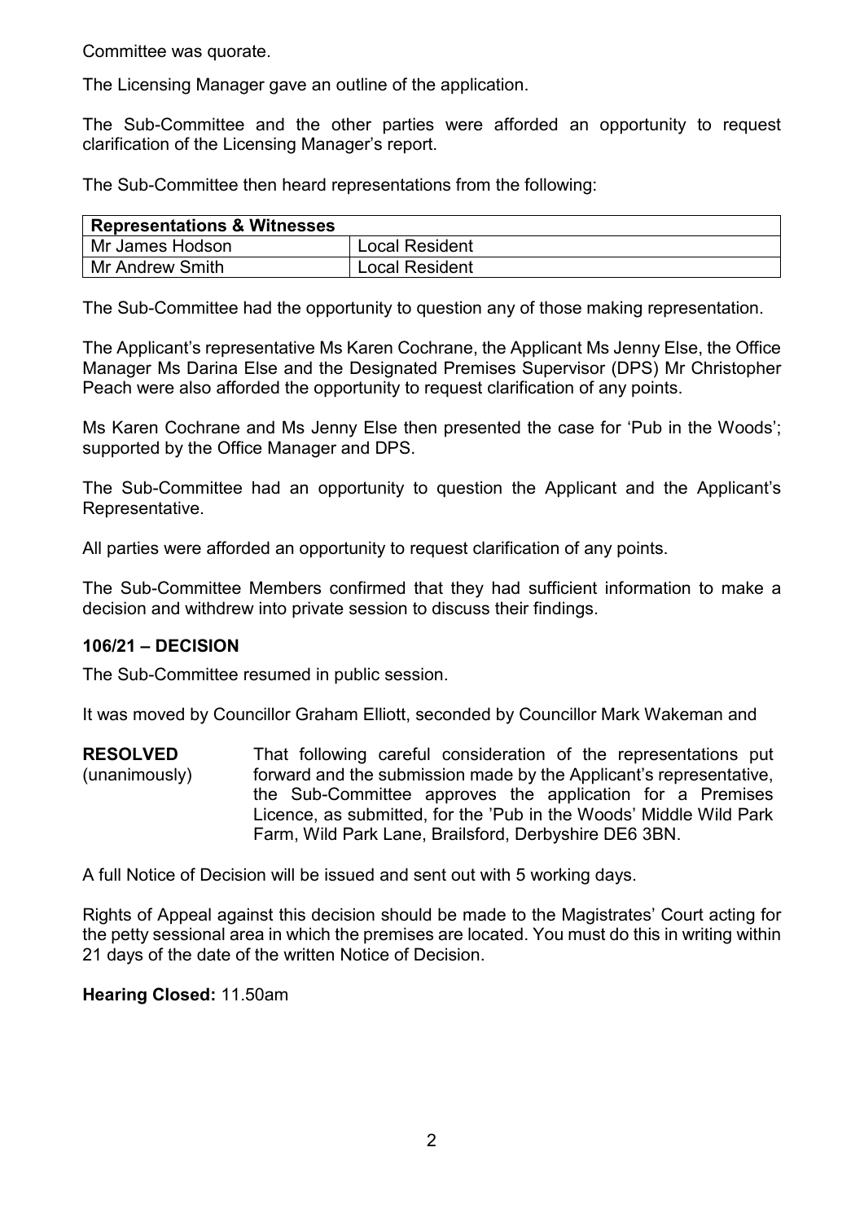Committee was quorate.

The Licensing Manager gave an outline of the application.

The Sub-Committee and the other parties were afforded an opportunity to request clarification of the Licensing Manager's report.

The Sub-Committee then heard representations from the following:

| **Representations & Witnesses** | |
|---|---|
| Mr James Hodson | Local Resident |
| Mr Andrew Smith | Local Resident |

The Sub-Committee had the opportunity to question any of those making representation.

The Applicant's representative Ms Karen Cochrane, the Applicant Ms Jenny Else, the Office Manager Ms Darina Else and the Designated Premises Supervisor (DPS) Mr Christopher Peach were also afforded the opportunity to request clarification of any points.

Ms Karen Cochrane and Ms Jenny Else then presented the case for 'Pub in the Woods'; supported by the Office Manager and DPS.

The Sub-Committee had an opportunity to question the Applicant and the Applicant's Representative.

All parties were afforded an opportunity to request clarification of any points.

The Sub-Committee Members confirmed that they had sufficient information to make a decision and withdrew into private session to discuss their findings.

### 106/21 – DECISION

The Sub-Committee resumed in public session.

It was moved by Councillor Graham Elliott, seconded by Councillor Mark Wakeman and

**RESOLVED** (unanimously) That following careful consideration of the representations put forward and the submission made by the Applicant's representative, the Sub-Committee approves the application for a Premises Licence, as submitted, for the 'Pub in the Woods' Middle Wild Park Farm, Wild Park Lane, Brailsford, Derbyshire DE6 3BN.

A full Notice of Decision will be issued and sent out with 5 working days.

Rights of Appeal against this decision should be made to the Magistrates' Court acting for the petty sessional area in which the premises are located. You must do this in writing within 21 days of the date of the written Notice of Decision.

**Hearing Closed:** 11.50am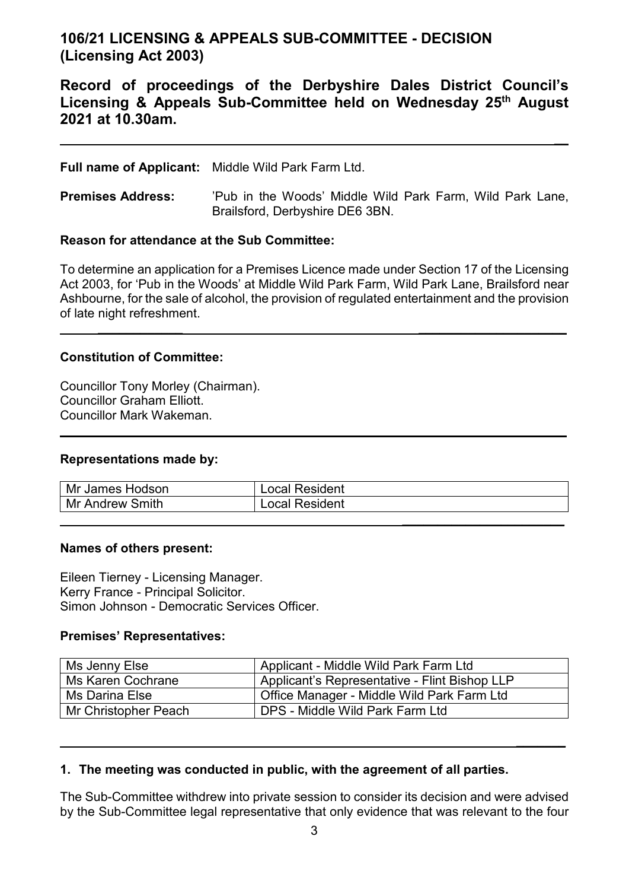# 106/21 LICENSING & APPEALS SUB-COMMITTEE - DECISION (Licensing Act 2003)

## Record of proceedings of the Derbyshire Dales District Council's Licensing & Appeals Sub-Committee held on Wednesday 25th August 2021 at 10.30am.

---

**Full name of Applicant:** Middle Wild Park Farm Ltd.

**Premises Address:** 'Pub in the Woods' Middle Wild Park Farm, Wild Park Lane, Brailsford, Derbyshire DE6 3BN.

**Reason for attendance at the Sub Committee:**

To determine an application for a Premises Licence made under Section 17 of the Licensing Act 2003, for 'Pub in the Woods' at Middle Wild Park Farm, Wild Park Lane, Brailsford near Ashbourne, for the sale of alcohol, the provision of regulated entertainment and the provision of late night refreshment.

---

**Constitution of Committee:**

Councillor Tony Morley (Chairman).
Councillor Graham Elliott.
Councillor Mark Wakeman.

---

**Representations made by:**

| Mr James Hodson | Local Resident |
|---|---|
| Mr Andrew Smith | Local Resident |

---

**Names of others present:**

Eileen Tierney - Licensing Manager.
Kerry France - Principal Solicitor.
Simon Johnson - Democratic Services Officer.

**Premises' Representatives:**

| Ms Jenny Else | Applicant - Middle Wild Park Farm Ltd |
|---|---|
| Ms Karen Cochrane | Applicant's Representative - Flint Bishop LLP |
| Ms Darina Else | Office Manager - Middle Wild Park Farm Ltd |
| Mr Christopher Peach | DPS - Middle Wild Park Farm Ltd |

---

**1. The meeting was conducted in public, with the agreement of all parties.**

The Sub-Committee withdrew into private session to consider its decision and were advised by the Sub-Committee legal representative that only evidence that was relevant to the four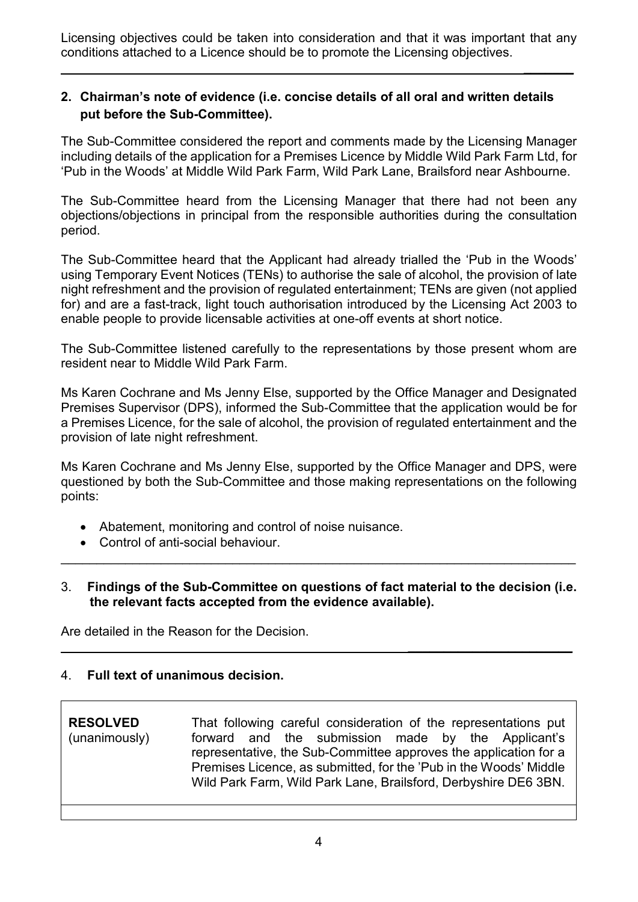Licensing objectives could be taken into consideration and that it was important that any conditions attached to a Licence should be to promote the Licensing objectives.

---

**2. Chairman's note of evidence (i.e. concise details of all oral and written details put before the Sub-Committee).**

The Sub-Committee considered the report and comments made by the Licensing Manager including details of the application for a Premises Licence by Middle Wild Park Farm Ltd, for 'Pub in the Woods' at Middle Wild Park Farm, Wild Park Lane, Brailsford near Ashbourne.

The Sub-Committee heard from the Licensing Manager that there had not been any objections/objections in principal from the responsible authorities during the consultation period.

The Sub-Committee heard that the Applicant had already trialled the 'Pub in the Woods' using Temporary Event Notices (TENs) to authorise the sale of alcohol, the provision of late night refreshment and the provision of regulated entertainment; TENs are given (not applied for) and are a fast-track, light touch authorisation introduced by the Licensing Act 2003 to enable people to provide licensable activities at one-off events at short notice.

The Sub-Committee listened carefully to the representations by those present whom are resident near to Middle Wild Park Farm.

Ms Karen Cochrane and Ms Jenny Else, supported by the Office Manager and Designated Premises Supervisor (DPS), informed the Sub-Committee that the application would be for a Premises Licence, for the sale of alcohol, the provision of regulated entertainment and the provision of late night refreshment.

Ms Karen Cochrane and Ms Jenny Else, supported by the Office Manager and DPS, were questioned by both the Sub-Committee and those making representations on the following points:

- Abatement, monitoring and control of noise nuisance.
- Control of anti-social behaviour.

---

3. **Findings of the Sub-Committee on questions of fact material to the decision (i.e. the relevant facts accepted from the evidence available).**

Are detailed in the Reason for the Decision.

---

4. **Full text of unanimous decision.**

| | |
|---|---|
| **RESOLVED** (unanimously) | That following careful consideration of the representations put forward and the submission made by the Applicant's representative, the Sub-Committee approves the application for a Premises Licence, as submitted, for the 'Pub in the Woods' Middle Wild Park Farm, Wild Park Lane, Brailsford, Derbyshire DE6 3BN. |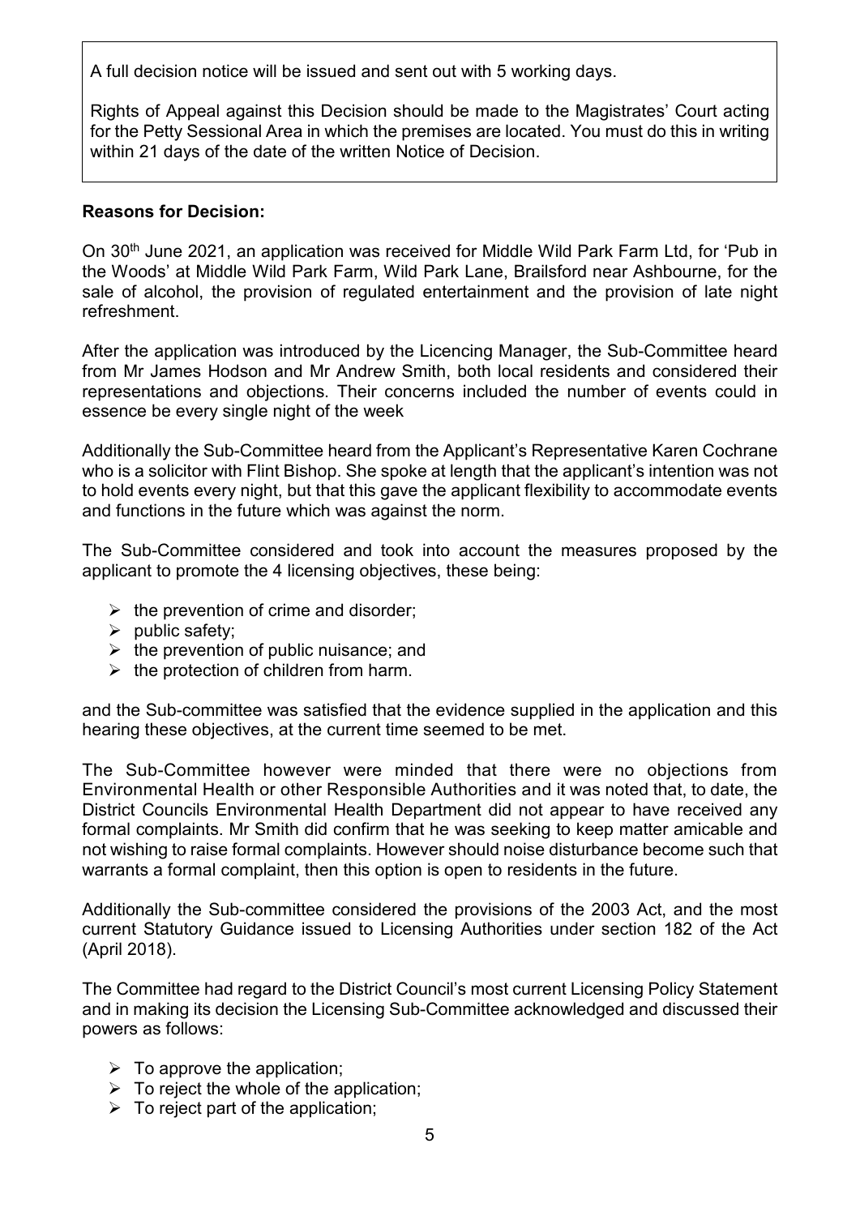A full decision notice will be issued and sent out with 5 working days.

Rights of Appeal against this Decision should be made to the Magistrates' Court acting for the Petty Sessional Area in which the premises are located. You must do this in writing within 21 days of the date of the written Notice of Decision.

**Reasons for Decision:**

On 30th June 2021, an application was received for Middle Wild Park Farm Ltd, for 'Pub in the Woods' at Middle Wild Park Farm, Wild Park Lane, Brailsford near Ashbourne, for the sale of alcohol, the provision of regulated entertainment and the provision of late night refreshment.

After the application was introduced by the Licencing Manager, the Sub-Committee heard from Mr James Hodson and Mr Andrew Smith, both local residents and considered their representations and objections. Their concerns included the number of events could in essence be every single night of the week

Additionally the Sub-Committee heard from the Applicant's Representative Karen Cochrane who is a solicitor with Flint Bishop. She spoke at length that the applicant's intention was not to hold events every night, but that this gave the applicant flexibility to accommodate events and functions in the future which was against the norm.

The Sub-Committee considered and took into account the measures proposed by the applicant to promote the 4 licensing objectives, these being:

- the prevention of crime and disorder;
- public safety;
- the prevention of public nuisance; and
- the protection of children from harm.

and the Sub-committee was satisfied that the evidence supplied in the application and this hearing these objectives, at the current time seemed to be met.

The Sub-Committee however were minded that there were no objections from Environmental Health or other Responsible Authorities and it was noted that, to date, the District Councils Environmental Health Department did not appear to have received any formal complaints. Mr Smith did confirm that he was seeking to keep matter amicable and not wishing to raise formal complaints. However should noise disturbance become such that warrants a formal complaint, then this option is open to residents in the future.

Additionally the Sub-committee considered the provisions of the 2003 Act, and the most current Statutory Guidance issued to Licensing Authorities under section 182 of the Act (April 2018).

The Committee had regard to the District Council's most current Licensing Policy Statement and in making its decision the Licensing Sub-Committee acknowledged and discussed their powers as follows:

- To approve the application;
- To reject the whole of the application;
- To reject part of the application;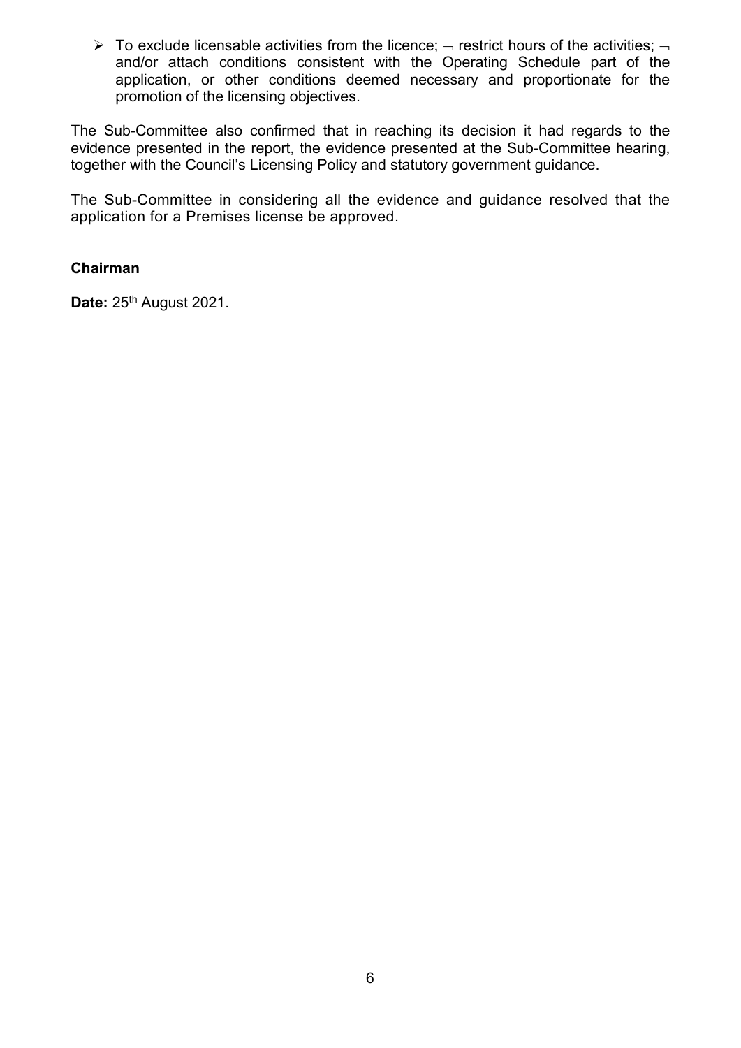- To exclude licensable activities from the licence; ¬ restrict hours of the activities; ¬ and/or attach conditions consistent with the Operating Schedule part of the application, or other conditions deemed necessary and proportionate for the promotion of the licensing objectives.

The Sub-Committee also confirmed that in reaching its decision it had regards to the evidence presented in the report, the evidence presented at the Sub-Committee hearing, together with the Council's Licensing Policy and statutory government guidance.

The Sub-Committee in considering all the evidence and guidance resolved that the application for a Premises license be approved.

**Chairman**

**Date:** 25th August 2021.